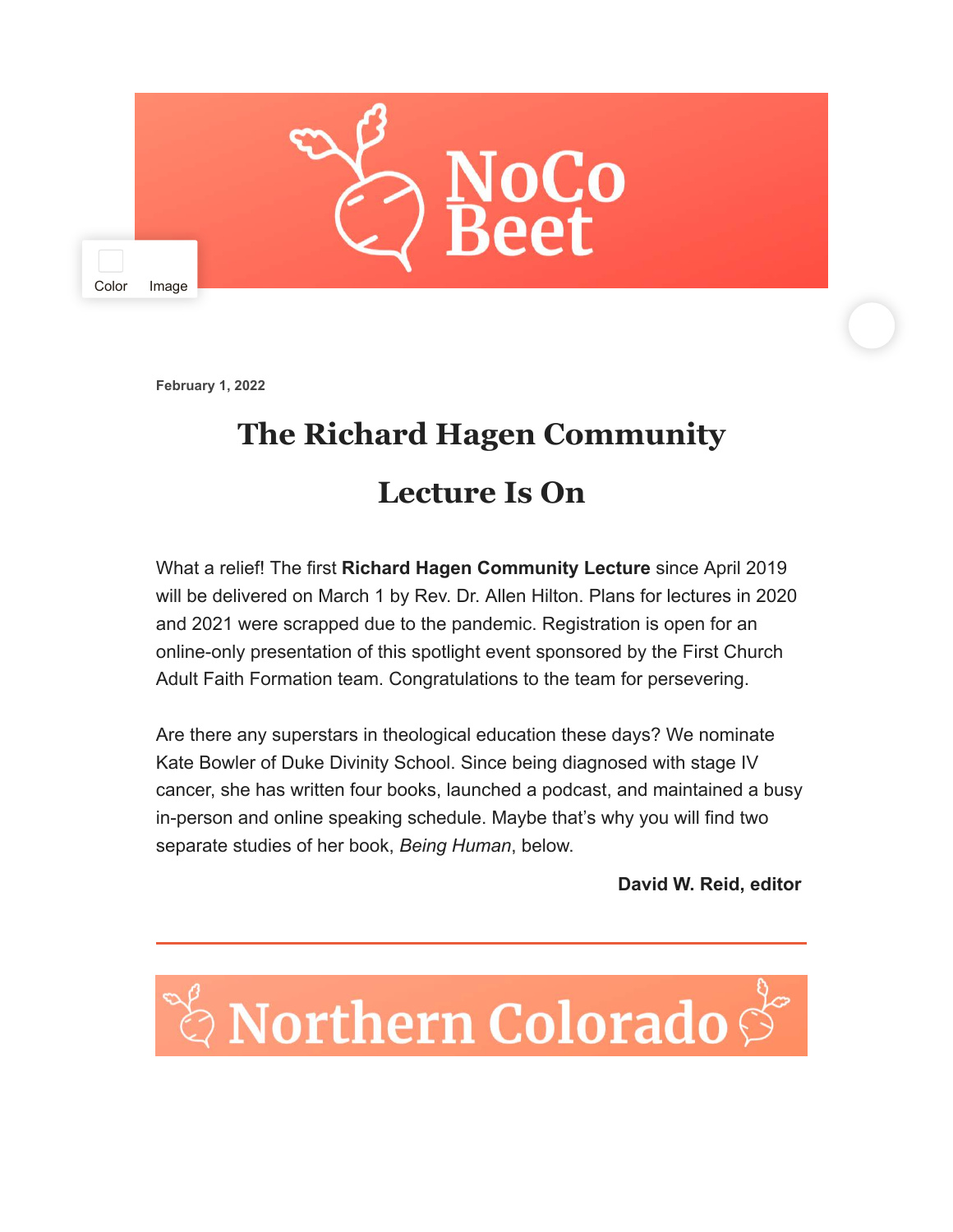NoCo Beet

February 1, 2022

# The Richard Hagen Community Lecture Is On

What a relief! The first **Richard Hagen Community Lecture** since April 2019 will be delivered on March 1 by Rev. Dr. Allen Hilton. Plans for lectures in 2020 and 2021 were scrapped due to the pandemic. Registration is open for an online-only presentation of this spotlight event sponsored by the First Church Adult Faith Formation team. Congratulations to the team for persevering.

Are there any superstars in theological education these days? We nominate Kate Bowler of Duke Divinity School. Since being diagnosed with stage IV cancer, she has written four books, launched a podcast, and maintained a busy in-person and online speaking schedule. Maybe that's why you will find two separate studies of her book, *Being Human*, below.

**David W. Reid, editor**

---

## Northern Colorado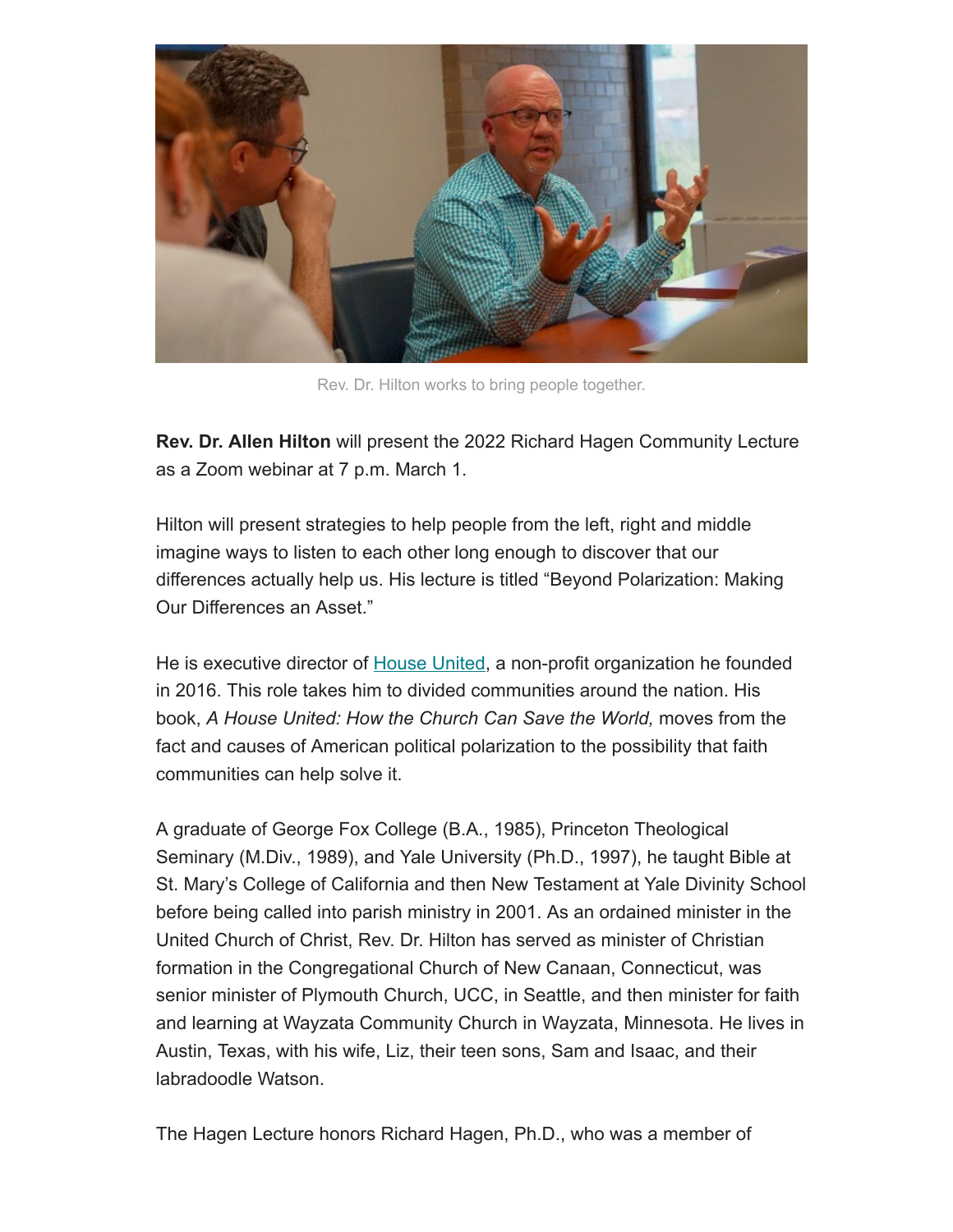Rev. Dr. Hilton works to bring people together.

**Rev. Dr. Allen Hilton** will present the 2022 Richard Hagen Community Lecture as a Zoom webinar at 7 p.m. March 1.

Hilton will present strategies to help people from the left, right and middle imagine ways to listen to each other long enough to discover that our differences actually help us. His lecture is titled "Beyond Polarization: Making Our Differences an Asset."

He is executive director of House United, a non-profit organization he founded in 2016. This role takes him to divided communities around the nation. His book, *A House United: How the Church Can Save the World,* moves from the fact and causes of American political polarization to the possibility that faith communities can help solve it.

A graduate of George Fox College (B.A., 1985), Princeton Theological Seminary (M.Div., 1989), and Yale University (Ph.D., 1997), he taught Bible at St. Mary's College of California and then New Testament at Yale Divinity School before being called into parish ministry in 2001. As an ordained minister in the United Church of Christ, Rev. Dr. Hilton has served as minister of Christian formation in the Congregational Church of New Canaan, Connecticut, was senior minister of Plymouth Church, UCC, in Seattle, and then minister for faith and learning at Wayzata Community Church in Wayzata, Minnesota. He lives in Austin, Texas, with his wife, Liz, their teen sons, Sam and Isaac, and their labradoodle Watson.

The Hagen Lecture honors Richard Hagen, Ph.D., who was a member of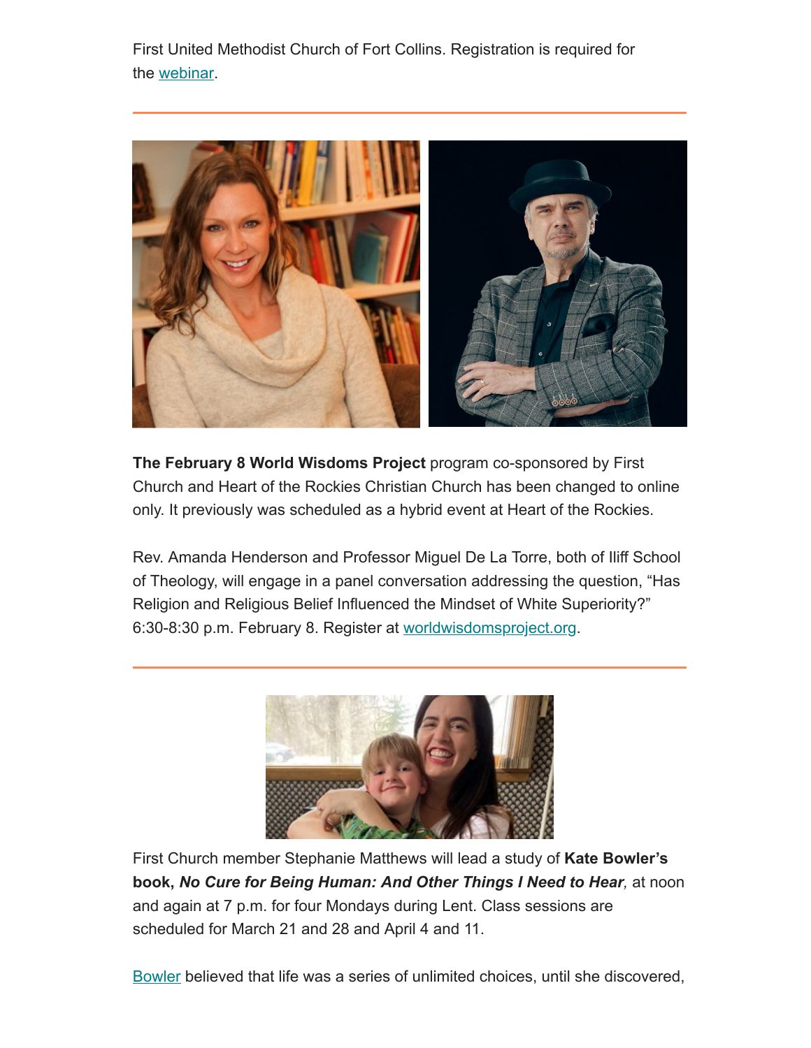First United Methodist Church of Fort Collins. Registration is required for the [webinar](webinar).

---

**The February 8 World Wisdoms Project** program co-sponsored by First Church and Heart of the Rockies Christian Church has been changed to online only. It previously was scheduled as a hybrid event at Heart of the Rockies.

Rev. Amanda Henderson and Professor Miguel De La Torre, both of Iliff School of Theology, will engage in a panel conversation addressing the question, "Has Religion and Religious Belief Influenced the Mindset of White Superiority?" 6:30-8:30 p.m. February 8. Register at worldwisdomsproject.org.

---

First Church member Stephanie Matthews will lead a study of **Kate Bowler's book, *No Cure for Being Human: And Other Things I Need to Hear*,** at noon and again at 7 p.m. for four Mondays during Lent. Class sessions are scheduled for March 21 and 28 and April 4 and 11.

Bowler believed that life was a series of unlimited choices, until she discovered,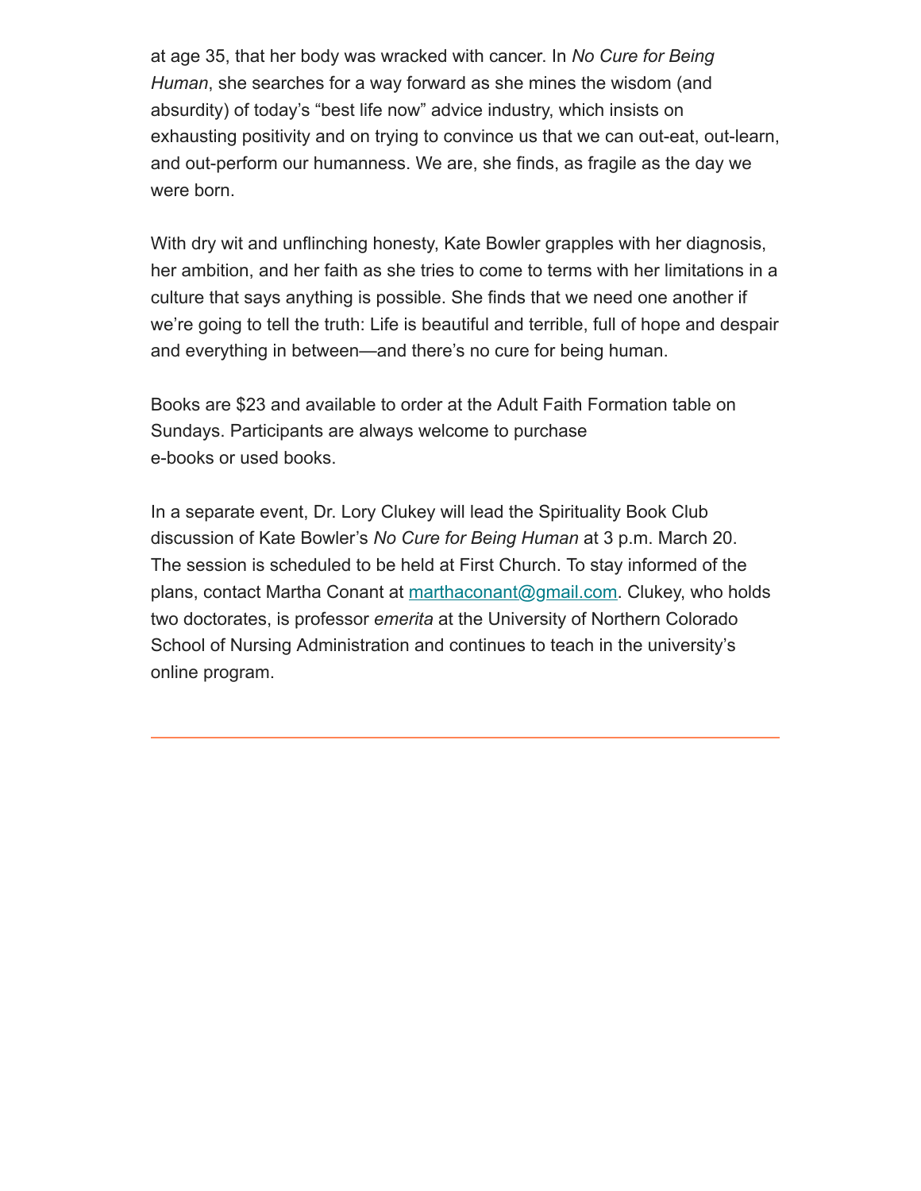at age 35, that her body was wracked with cancer. In *No Cure for Being Human*, she searches for a way forward as she mines the wisdom (and absurdity) of today's "best life now" advice industry, which insists on exhausting positivity and on trying to convince us that we can out-eat, out-learn, and out-perform our humanness. We are, she finds, as fragile as the day we were born.

With dry wit and unflinching honesty, Kate Bowler grapples with her diagnosis, her ambition, and her faith as she tries to come to terms with her limitations in a culture that says anything is possible. She finds that we need one another if we're going to tell the truth: Life is beautiful and terrible, full of hope and despair and everything in between—and there's no cure for being human.

Books are $23 and available to order at the Adult Faith Formation table on Sundays. Participants are always welcome to purchase e-books or used books.

In a separate event, Dr. Lory Clukey will lead the Spirituality Book Club discussion of Kate Bowler's *No Cure for Being Human* at 3 p.m. March 20. The session is scheduled to be held at First Church. To stay informed of the plans, contact Martha Conant at marthaconant@gmail.com. Clukey, who holds two doctorates, is professor *emerita* at the University of Northern Colorado School of Nursing Administration and continues to teach in the university's online program.

---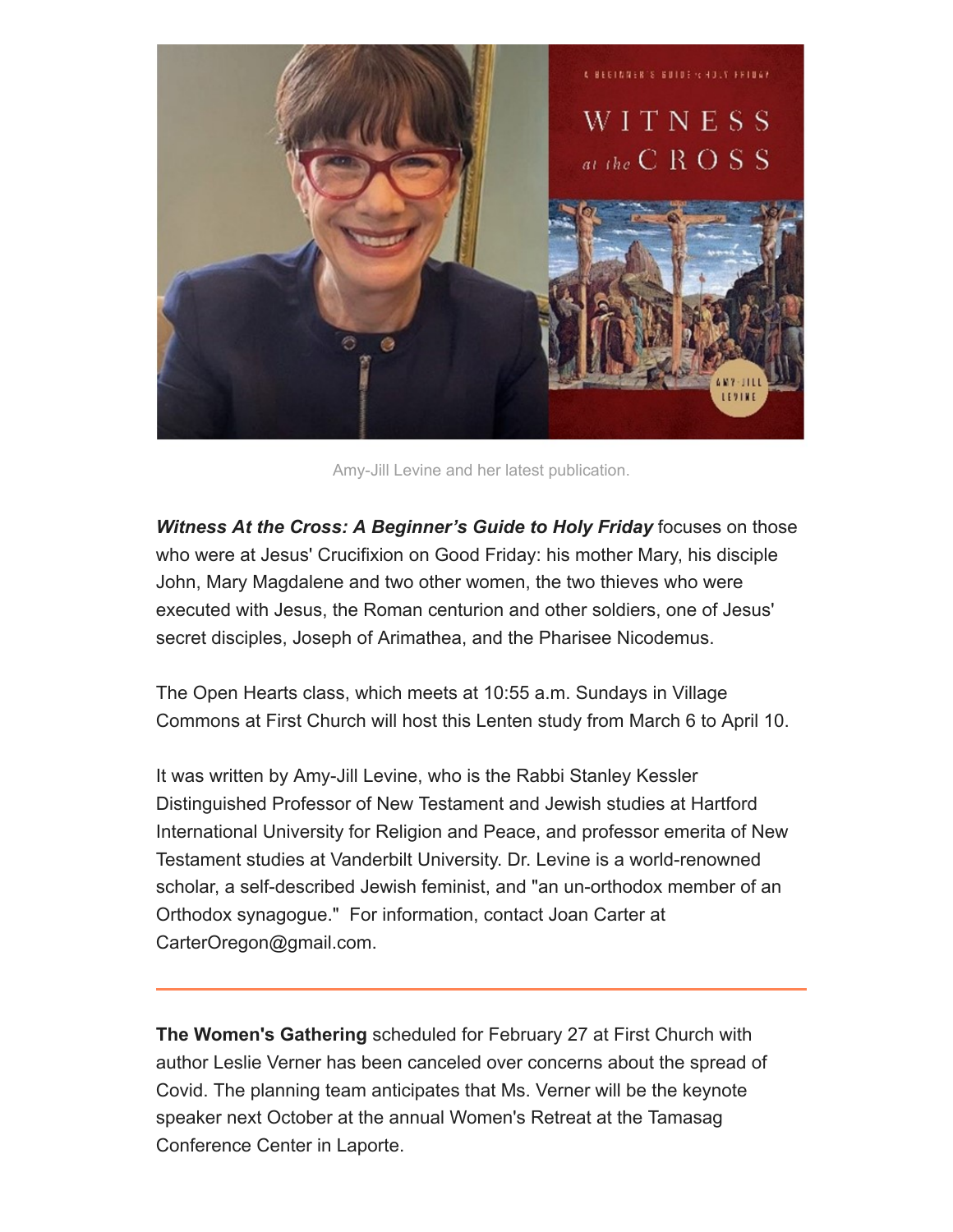Amy-Jill Levine and her latest publication.

***Witness At the Cross: A Beginner's Guide to Holy Friday*** focuses on those who were at Jesus' Crucifixion on Good Friday: his mother Mary, his disciple John, Mary Magdalene and two other women, the two thieves who were executed with Jesus, the Roman centurion and other soldiers, one of Jesus' secret disciples, Joseph of Arimathea, and the Pharisee Nicodemus.

The Open Hearts class, which meets at 10:55 a.m. Sundays in Village Commons at First Church will host this Lenten study from March 6 to April 10.

It was written by Amy-Jill Levine, who is the Rabbi Stanley Kessler Distinguished Professor of New Testament and Jewish studies at Hartford International University for Religion and Peace, and professor emerita of New Testament studies at Vanderbilt University. Dr. Levine is a world-renowned scholar, a self-described Jewish feminist, and "an un-orthodox member of an Orthodox synagogue." For information, contact Joan Carter at CarterOregon@gmail.com.

---

**The Women's Gathering** scheduled for February 27 at First Church with author Leslie Verner has been canceled over concerns about the spread of Covid. The planning team anticipates that Ms. Verner will be the keynote speaker next October at the annual Women's Retreat at the Tamasag Conference Center in Laporte.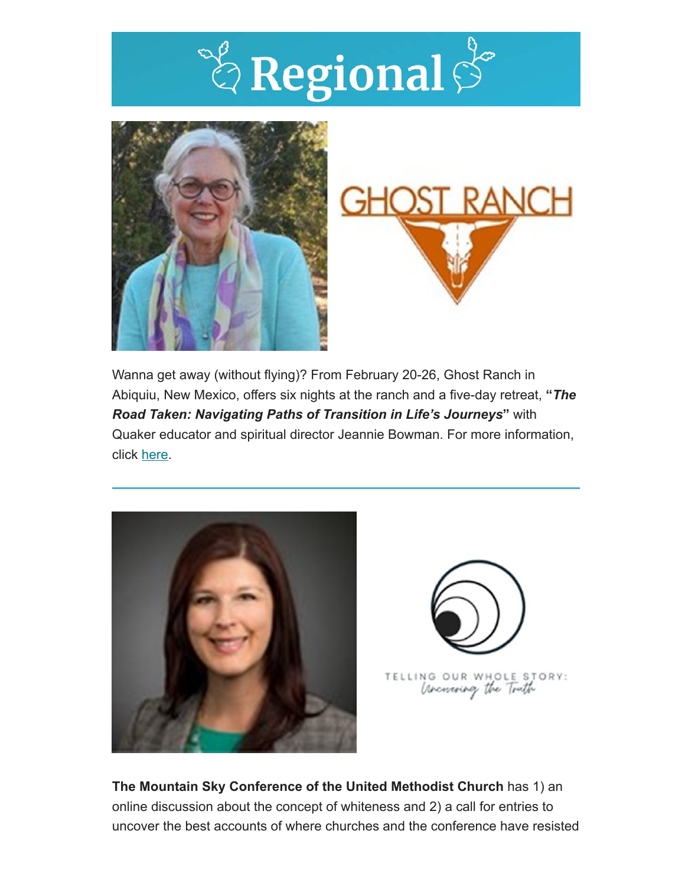# Regional

Wanna get away (without flying)? From February 20-26, Ghost Ranch in Abiquiu, New Mexico, offers six nights at the ranch and a five-day retreat, **"*The Road Taken: Navigating Paths of Transition in Life's Journeys*"** with Quaker educator and spiritual director Jeannie Bowman. For more information, click here.

---

**The Mountain Sky Conference of the United Methodist Church** has 1) an online discussion about the concept of whiteness and 2) a call for entries to uncover the best accounts of where churches and the conference have resisted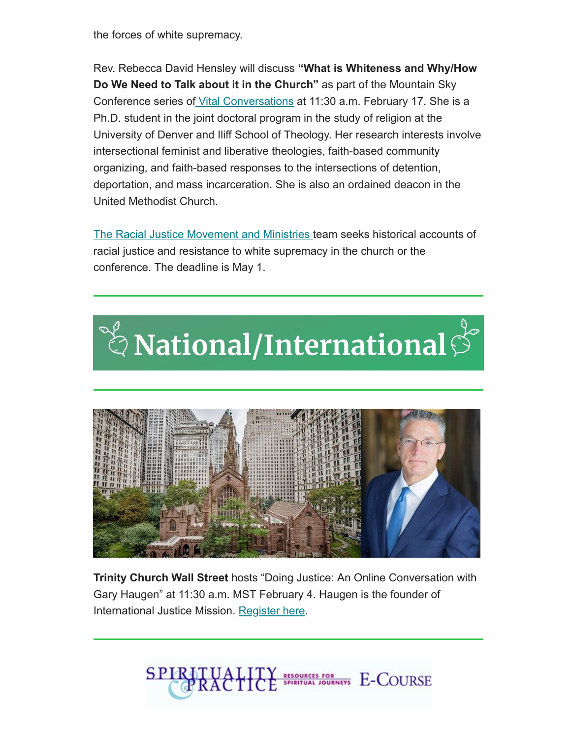the forces of white supremacy.

Rev. Rebecca David Hensley will discuss **"What is Whiteness and Why/How Do We Need to Talk about it in the Church"** as part of the Mountain Sky Conference series of Vital Conversations at 11:30 a.m. February 17. She is a Ph.D. student in the joint doctoral program in the study of religion at the University of Denver and Iliff School of Theology. Her research interests involve intersectional feminist and liberative theologies, faith-based community organizing, and faith-based responses to the intersections of detention, deportation, and mass incarceration. She is also an ordained deacon in the United Methodist Church.

The Racial Justice Movement and Ministries team seeks historical accounts of racial justice and resistance to white supremacy in the church or the conference. The deadline is May 1.

# National/International

**Trinity Church Wall Street** hosts "Doing Justice: An Online Conversation with Gary Haugen" at 11:30 a.m. MST February 4. Haugen is the founder of International Justice Mission. Register here.

SPIRITUALITY & PRACTICE RESOURCES FOR SPIRITUAL JOURNEYS E-COURSE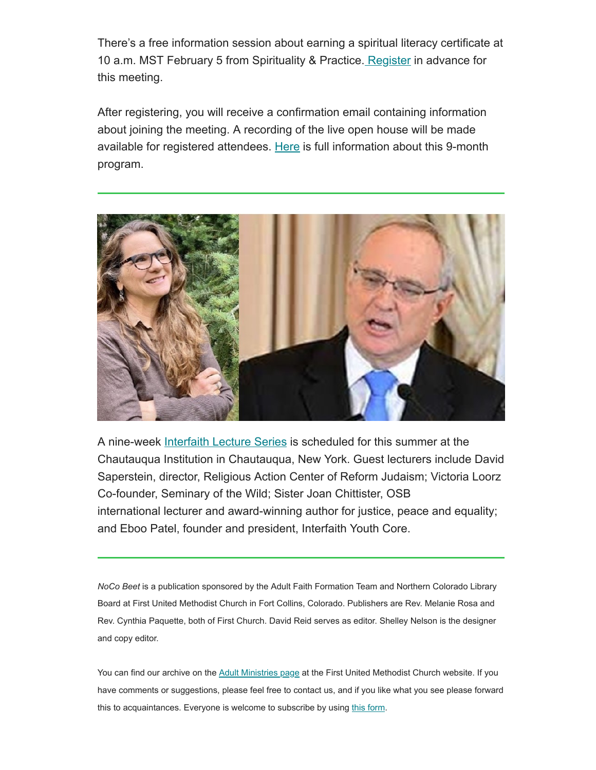There's a free information session about earning a spiritual literacy certificate at 10 a.m. MST February 5 from Spirituality & Practice. Register in advance for this meeting.

After registering, you will receive a confirmation email containing information about joining the meeting. A recording of the live open house will be made available for registered attendees. Here is full information about this 9-month program.

---

A nine-week Interfaith Lecture Series is scheduled for this summer at the Chautauqua Institution in Chautauqua, New York. Guest lecturers include David Saperstein, director, Religious Action Center of Reform Judaism; Victoria Loorz Co-founder, Seminary of the Wild; Sister Joan Chittister, OSB international lecturer and award-winning author for justice, peace and equality; and Eboo Patel, founder and president, Interfaith Youth Core.

---

*NoCo Beet* is a publication sponsored by the Adult Faith Formation Team and Northern Colorado Library Board at First United Methodist Church in Fort Collins, Colorado. Publishers are Rev. Melanie Rosa and Rev. Cynthia Paquette, both of First Church. David Reid serves as editor. Shelley Nelson is the designer and copy editor.

You can find our archive on the Adult Ministries page at the First United Methodist Church website. If you have comments or suggestions, please feel free to contact us, and if you like what you see please forward this to acquaintances. Everyone is welcome to subscribe by using this form.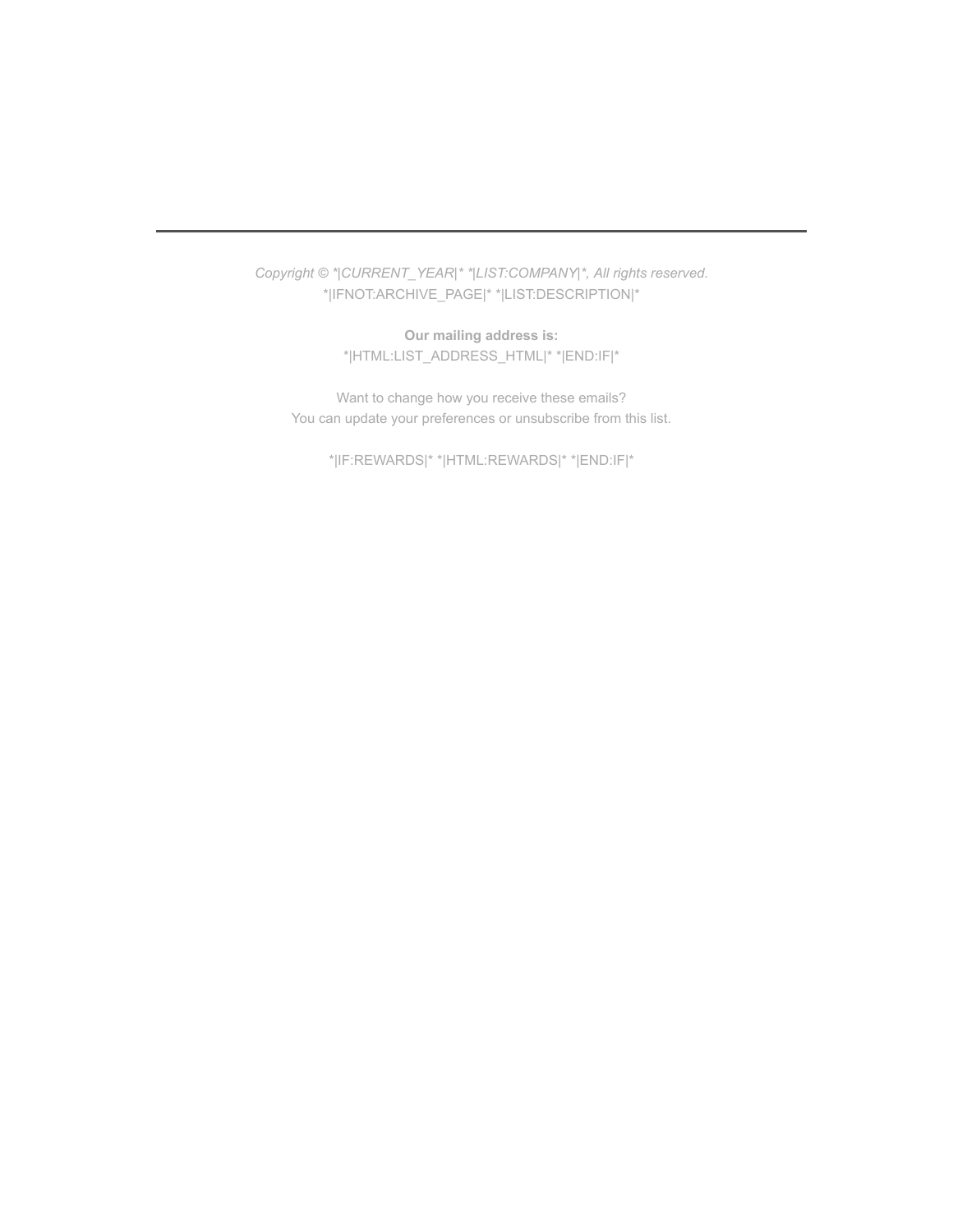---

*Copyright © *|CURRENT_YEAR|* *|LIST:COMPANY|*, All rights reserved.*
*|IFNOT:ARCHIVE_PAGE|* *|LIST:DESCRIPTION|*

**Our mailing address is:**
*|HTML:LIST_ADDRESS_HTML|* *|END:IF|*

Want to change how you receive these emails?
You can update your preferences or unsubscribe from this list.

*|IF:REWARDS|* *|HTML:REWARDS|* *|END:IF|*